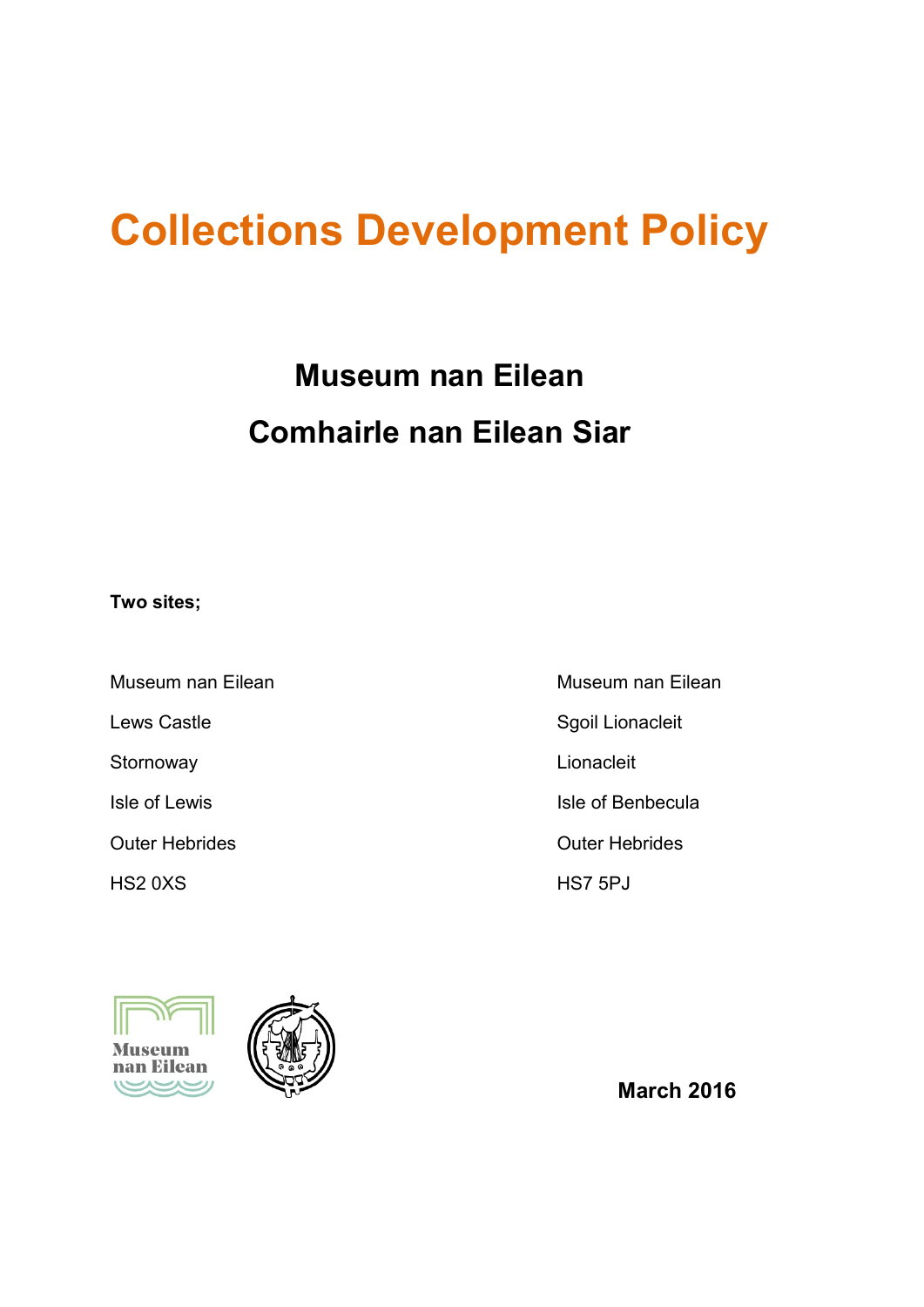# Collections Development Policy

## Museum nan Eilean

## Comhairle nan Eilean Siar

**Two sites;**

Museum nan Eilean
Lews Castle
Stornoway
Isle of Lewis
Outer Hebrides
HS2 0XS

Museum nan Eilean
Sgoil Lionacleit
Lionacleit
Isle of Benbecula
Outer Hebrides
HS7 5PJ

**March 2016**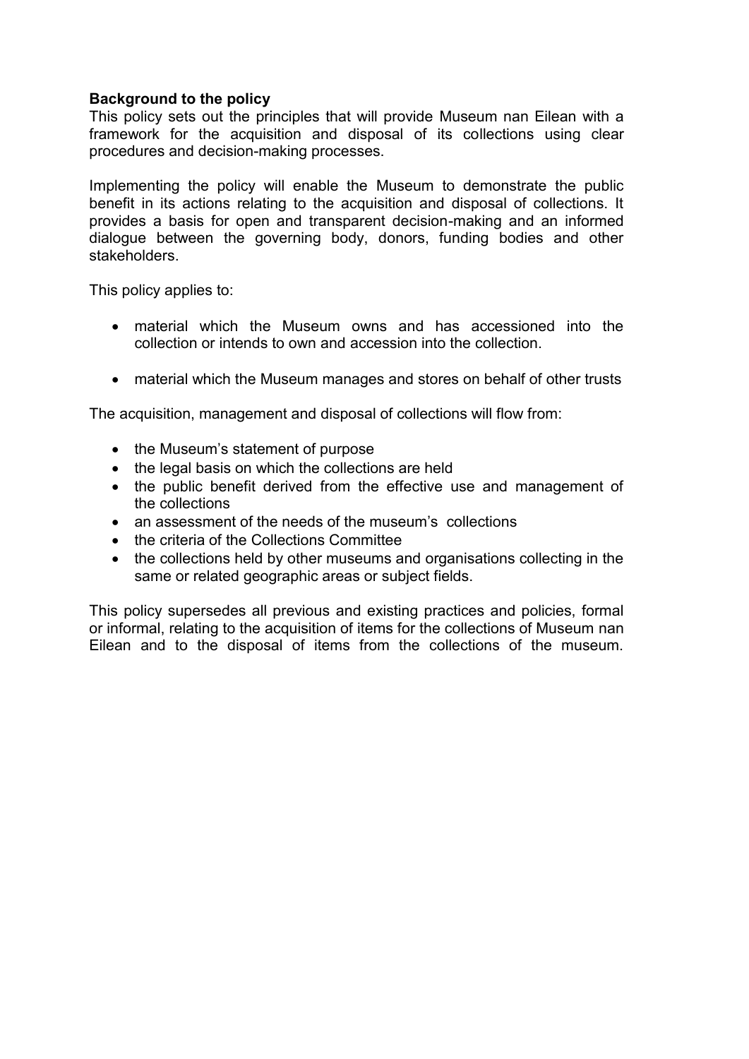**Background to the policy**

This policy sets out the principles that will provide Museum nan Eilean with a framework for the acquisition and disposal of its collections using clear procedures and decision-making processes.

Implementing the policy will enable the Museum to demonstrate the public benefit in its actions relating to the acquisition and disposal of collections. It provides a basis for open and transparent decision-making and an informed dialogue between the governing body, donors, funding bodies and other stakeholders.

This policy applies to:

- material which the Museum owns and has accessioned into the collection or intends to own and accession into the collection.
- material which the Museum manages and stores on behalf of other trusts

The acquisition, management and disposal of collections will flow from:

- the Museum's statement of purpose
- the legal basis on which the collections are held
- the public benefit derived from the effective use and management of the collections
- an assessment of the needs of the museum's collections
- the criteria of the Collections Committee
- the collections held by other museums and organisations collecting in the same or related geographic areas or subject fields.

This policy supersedes all previous and existing practices and policies, formal or informal, relating to the acquisition of items for the collections of Museum nan Eilean and to the disposal of items from the collections of the museum.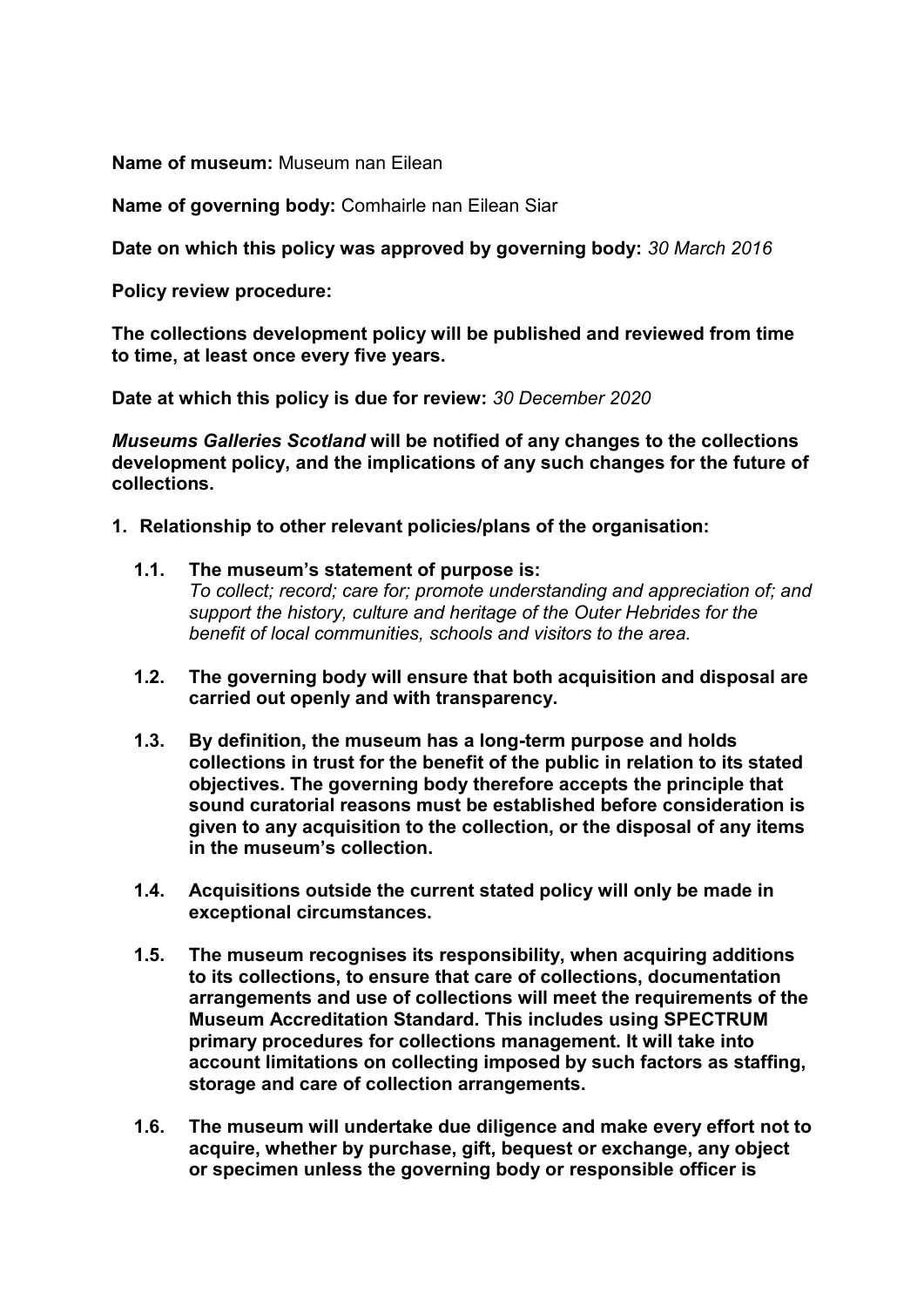**Name of museum:** Museum nan Eilean

**Name of governing body:** Comhairle nan Eilean Siar

**Date on which this policy was approved by governing body:** *30 March 2016*

**Policy review procedure:**

**The collections development policy will be published and reviewed from time to time, at least once every five years.**

**Date at which this policy is due for review:** *30 December 2020*

***Museums Galleries Scotland* will be notified of any changes to the collections development policy, and the implications of any such changes for the future of collections.**

1. **Relationship to other relevant policies/plans of the organisation:**

   1.1. **The museum's statement of purpose is:**
   *To collect; record; care for; promote understanding and appreciation of; and support the history, culture and heritage of the Outer Hebrides for the benefit of local communities, schools and visitors to the area.*

   1.2. **The governing body will ensure that both acquisition and disposal are carried out openly and with transparency.**

   1.3. **By definition, the museum has a long-term purpose and holds collections in trust for the benefit of the public in relation to its stated objectives. The governing body therefore accepts the principle that sound curatorial reasons must be established before consideration is given to any acquisition to the collection, or the disposal of any items in the museum's collection.**

   1.4. **Acquisitions outside the current stated policy will only be made in exceptional circumstances.**

   1.5. **The museum recognises its responsibility, when acquiring additions to its collections, to ensure that care of collections, documentation arrangements and use of collections will meet the requirements of the Museum Accreditation Standard. This includes using SPECTRUM primary procedures for collections management. It will take into account limitations on collecting imposed by such factors as staffing, storage and care of collection arrangements.**

   1.6. **The museum will undertake due diligence and make every effort not to acquire, whether by purchase, gift, bequest or exchange, any object or specimen unless the governing body or responsible officer is**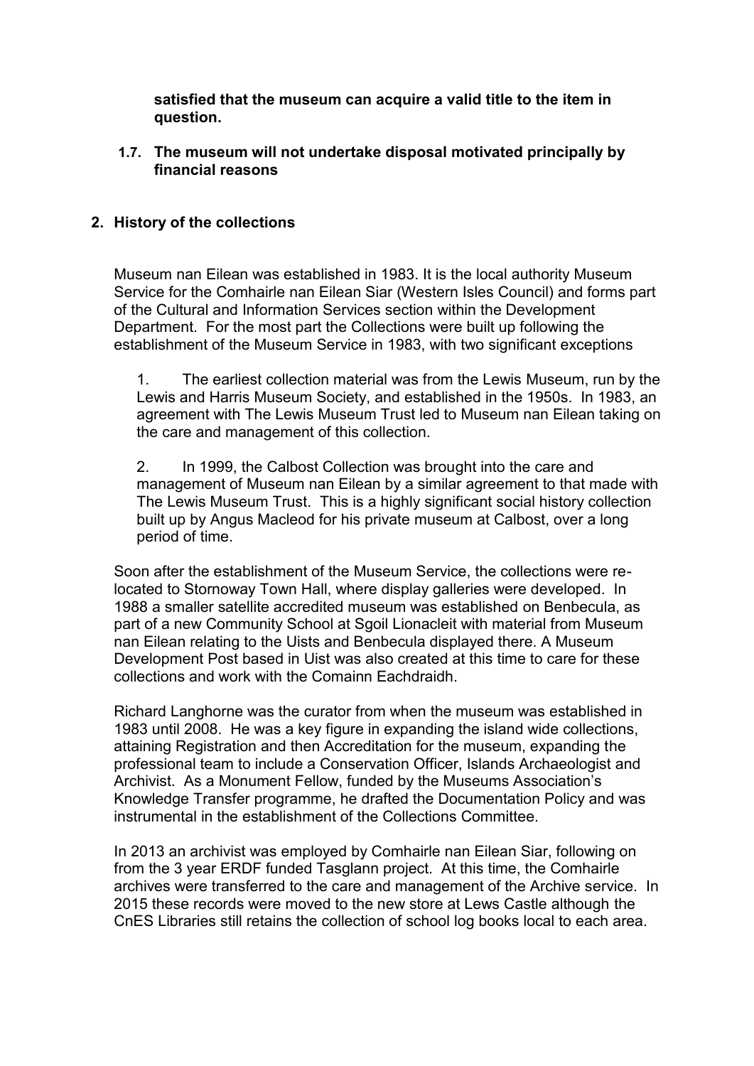**satisfied that the museum can acquire a valid title to the item in question.**

**1.7. The museum will not undertake disposal motivated principally by financial reasons**

## 2. History of the collections

Museum nan Eilean was established in 1983. It is the local authority Museum Service for the Comhairle nan Eilean Siar (Western Isles Council) and forms part of the Cultural and Information Services section within the Development Department. For the most part the Collections were built up following the establishment of the Museum Service in 1983, with two significant exceptions

1. The earliest collection material was from the Lewis Museum, run by the Lewis and Harris Museum Society, and established in the 1950s. In 1983, an agreement with The Lewis Museum Trust led to Museum nan Eilean taking on the care and management of this collection.

2. In 1999, the Calbost Collection was brought into the care and management of Museum nan Eilean by a similar agreement to that made with The Lewis Museum Trust. This is a highly significant social history collection built up by Angus Macleod for his private museum at Calbost, over a long period of time.

Soon after the establishment of the Museum Service, the collections were re-located to Stornoway Town Hall, where display galleries were developed. In 1988 a smaller satellite accredited museum was established on Benbecula, as part of a new Community School at Sgoil Lionacleit with material from Museum nan Eilean relating to the Uists and Benbecula displayed there. A Museum Development Post based in Uist was also created at this time to care for these collections and work with the Comainn Eachdraidh.

Richard Langhorne was the curator from when the museum was established in 1983 until 2008. He was a key figure in expanding the island wide collections, attaining Registration and then Accreditation for the museum, expanding the professional team to include a Conservation Officer, Islands Archaeologist and Archivist. As a Monument Fellow, funded by the Museums Association's Knowledge Transfer programme, he drafted the Documentation Policy and was instrumental in the establishment of the Collections Committee.

In 2013 an archivist was employed by Comhairle nan Eilean Siar, following on from the 3 year ERDF funded Tasglann project. At this time, the Comhairle archives were transferred to the care and management of the Archive service. In 2015 these records were moved to the new store at Lews Castle although the CnES Libraries still retains the collection of school log books local to each area.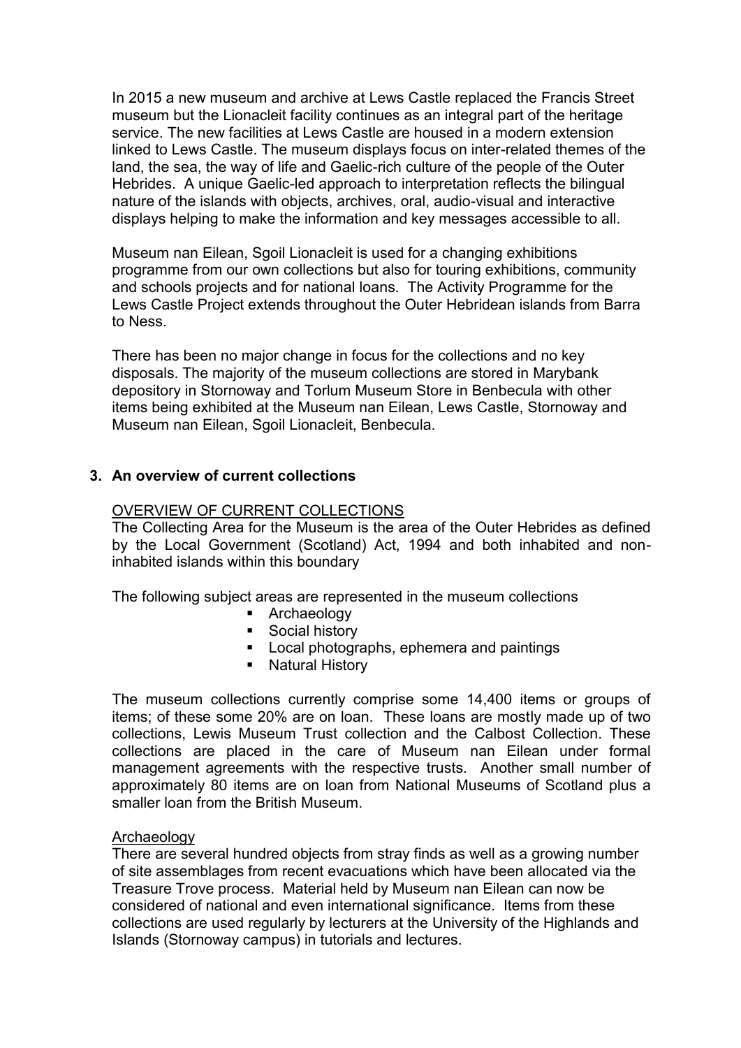In 2015 a new museum and archive at Lews Castle replaced the Francis Street museum but the Lionacleit facility continues as an integral part of the heritage service. The new facilities at Lews Castle are housed in a modern extension linked to Lews Castle. The museum displays focus on inter-related themes of the land, the sea, the way of life and Gaelic-rich culture of the people of the Outer Hebrides. A unique Gaelic-led approach to interpretation reflects the bilingual nature of the islands with objects, archives, oral, audio-visual and interactive displays helping to make the information and key messages accessible to all.

Museum nan Eilean, Sgoil Lionacleit is used for a changing exhibitions programme from our own collections but also for touring exhibitions, community and schools projects and for national loans. The Activity Programme for the Lews Castle Project extends throughout the Outer Hebridean islands from Barra to Ness.

There has been no major change in focus for the collections and no key disposals. The majority of the museum collections are stored in Marybank depository in Stornoway and Torlum Museum Store in Benbecula with other items being exhibited at the Museum nan Eilean, Lews Castle, Stornoway and Museum nan Eilean, Sgoil Lionacleit, Benbecula.

## 3. An overview of current collections

OVERVIEW OF CURRENT COLLECTIONS

The Collecting Area for the Museum is the area of the Outer Hebrides as defined by the Local Government (Scotland) Act, 1994 and both inhabited and non-inhabited islands within this boundary

The following subject areas are represented in the museum collections

- Archaeology
- Social history
- Local photographs, ephemera and paintings
- Natural History

The museum collections currently comprise some 14,400 items or groups of items; of these some 20% are on loan. These loans are mostly made up of two collections, Lewis Museum Trust collection and the Calbost Collection. These collections are placed in the care of Museum nan Eilean under formal management agreements with the respective trusts. Another small number of approximately 80 items are on loan from National Museums of Scotland plus a smaller loan from the British Museum.

Archaeology

There are several hundred objects from stray finds as well as a growing number of site assemblages from recent evacuations which have been allocated via the Treasure Trove process. Material held by Museum nan Eilean can now be considered of national and even international significance. Items from these collections are used regularly by lecturers at the University of the Highlands and Islands (Stornoway campus) in tutorials and lectures.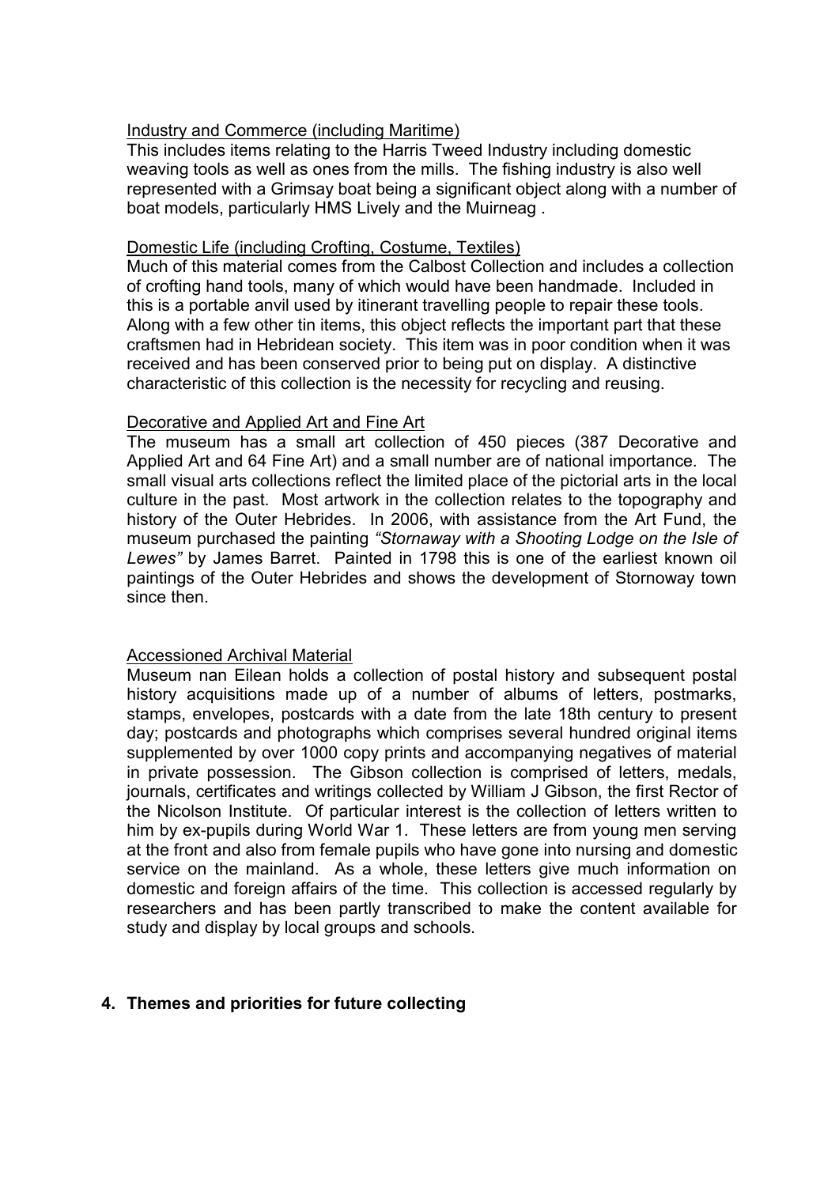Industry and Commerce (including Maritime)

This includes items relating to the Harris Tweed Industry including domestic weaving tools as well as ones from the mills. The fishing industry is also well represented with a Grimsay boat being a significant object along with a number of boat models, particularly HMS Lively and the Muirneag .

Domestic Life (including Crofting, Costume, Textiles)

Much of this material comes from the Calbost Collection and includes a collection of crofting hand tools, many of which would have been handmade. Included in this is a portable anvil used by itinerant travelling people to repair these tools. Along with a few other tin items, this object reflects the important part that these craftsmen had in Hebridean society. This item was in poor condition when it was received and has been conserved prior to being put on display. A distinctive characteristic of this collection is the necessity for recycling and reusing.

Decorative and Applied Art and Fine Art

The museum has a small art collection of 450 pieces (387 Decorative and Applied Art and 64 Fine Art) and a small number are of national importance. The small visual arts collections reflect the limited place of the pictorial arts in the local culture in the past. Most artwork in the collection relates to the topography and history of the Outer Hebrides. In 2006, with assistance from the Art Fund, the museum purchased the painting *"Stornaway with a Shooting Lodge on the Isle of Lewes"* by James Barret. Painted in 1798 this is one of the earliest known oil paintings of the Outer Hebrides and shows the development of Stornoway town since then.

Accessioned Archival Material

Museum nan Eilean holds a collection of postal history and subsequent postal history acquisitions made up of a number of albums of letters, postmarks, stamps, envelopes, postcards with a date from the late 18th century to present day; postcards and photographs which comprises several hundred original items supplemented by over 1000 copy prints and accompanying negatives of material in private possession. The Gibson collection is comprised of letters, medals, journals, certificates and writings collected by William J Gibson, the first Rector of the Nicolson Institute. Of particular interest is the collection of letters written to him by ex-pupils during World War 1. These letters are from young men serving at the front and also from female pupils who have gone into nursing and domestic service on the mainland. As a whole, these letters give much information on domestic and foreign affairs of the time. This collection is accessed regularly by researchers and has been partly transcribed to make the content available for study and display by local groups and schools.

## 4. Themes and priorities for future collecting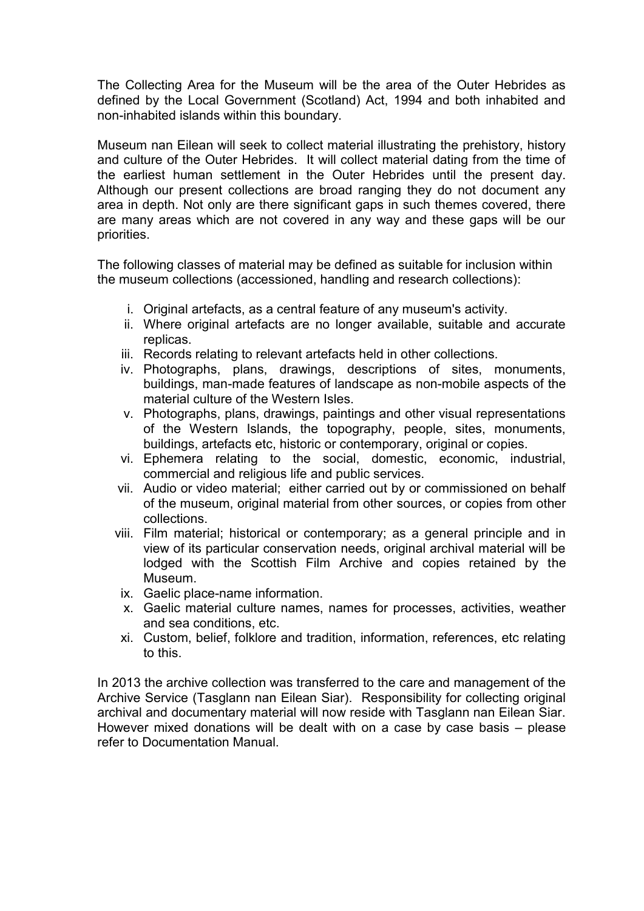The Collecting Area for the Museum will be the area of the Outer Hebrides as defined by the Local Government (Scotland) Act, 1994 and both inhabited and non-inhabited islands within this boundary.

Museum nan Eilean will seek to collect material illustrating the prehistory, history and culture of the Outer Hebrides. It will collect material dating from the time of the earliest human settlement in the Outer Hebrides until the present day. Although our present collections are broad ranging they do not document any area in depth. Not only are there significant gaps in such themes covered, there are many areas which are not covered in any way and these gaps will be our priorities.

The following classes of material may be defined as suitable for inclusion within the museum collections (accessioned, handling and research collections):

i. Original artefacts, as a central feature of any museum's activity.
ii. Where original artefacts are no longer available, suitable and accurate replicas.
iii. Records relating to relevant artefacts held in other collections.
iv. Photographs, plans, drawings, descriptions of sites, monuments, buildings, man-made features of landscape as non-mobile aspects of the material culture of the Western Isles.
v. Photographs, plans, drawings, paintings and other visual representations of the Western Islands, the topography, people, sites, monuments, buildings, artefacts etc, historic or contemporary, original or copies.
vi. Ephemera relating to the social, domestic, economic, industrial, commercial and religious life and public services.
vii. Audio or video material; either carried out by or commissioned on behalf of the museum, original material from other sources, or copies from other collections.
viii. Film material; historical or contemporary; as a general principle and in view of its particular conservation needs, original archival material will be lodged with the Scottish Film Archive and copies retained by the Museum.
ix. Gaelic place-name information.
x. Gaelic material culture names, names for processes, activities, weather and sea conditions, etc.
xi. Custom, belief, folklore and tradition, information, references, etc relating to this.

In 2013 the archive collection was transferred to the care and management of the Archive Service (Tasglann nan Eilean Siar). Responsibility for collecting original archival and documentary material will now reside with Tasglann nan Eilean Siar. However mixed donations will be dealt with on a case by case basis – please refer to Documentation Manual.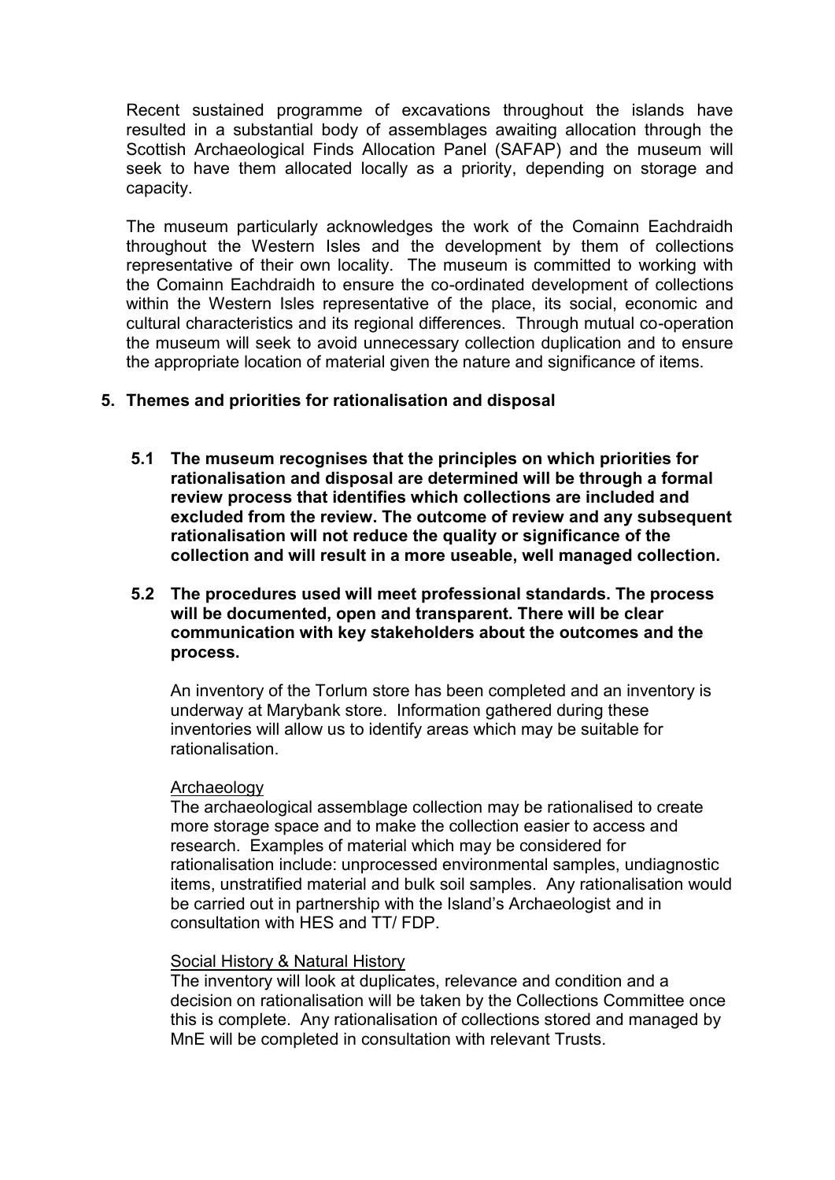Recent sustained programme of excavations throughout the islands have resulted in a substantial body of assemblages awaiting allocation through the Scottish Archaeological Finds Allocation Panel (SAFAP) and the museum will seek to have them allocated locally as a priority, depending on storage and capacity.

The museum particularly acknowledges the work of the Comainn Eachdraidh throughout the Western Isles and the development by them of collections representative of their own locality. The museum is committed to working with the Comainn Eachdraidh to ensure the co-ordinated development of collections within the Western Isles representative of the place, its social, economic and cultural characteristics and its regional differences. Through mutual co-operation the museum will seek to avoid unnecessary collection duplication and to ensure the appropriate location of material given the nature and significance of items.

## 5. Themes and priorities for rationalisation and disposal

**5.1 The museum recognises that the principles on which priorities for rationalisation and disposal are determined will be through a formal review process that identifies which collections are included and excluded from the review. The outcome of review and any subsequent rationalisation will not reduce the quality or significance of the collection and will result in a more useable, well managed collection.**

**5.2 The procedures used will meet professional standards. The process will be documented, open and transparent. There will be clear communication with key stakeholders about the outcomes and the process.**

An inventory of the Torlum store has been completed and an inventory is underway at Marybank store. Information gathered during these inventories will allow us to identify areas which may be suitable for rationalisation.

Archaeology

The archaeological assemblage collection may be rationalised to create more storage space and to make the collection easier to access and research. Examples of material which may be considered for rationalisation include: unprocessed environmental samples, undiagnostic items, unstratified material and bulk soil samples. Any rationalisation would be carried out in partnership with the Island's Archaeologist and in consultation with HES and TT/ FDP.

Social History & Natural History

The inventory will look at duplicates, relevance and condition and a decision on rationalisation will be taken by the Collections Committee once this is complete. Any rationalisation of collections stored and managed by MnE will be completed in consultation with relevant Trusts.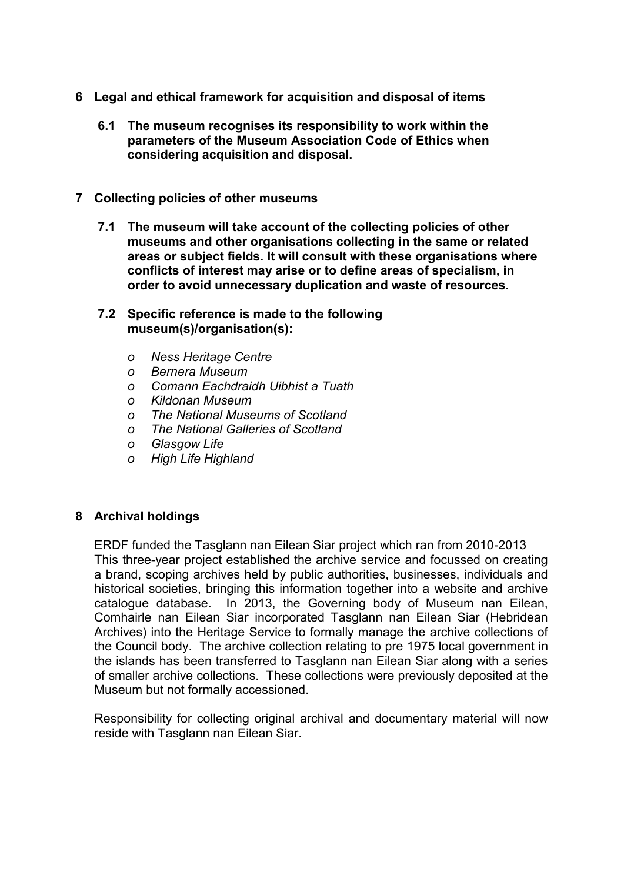## 6 Legal and ethical framework for acquisition and disposal of items

**6.1 The museum recognises its responsibility to work within the parameters of the Museum Association Code of Ethics when considering acquisition and disposal.**

## 7 Collecting policies of other museums

**7.1 The museum will take account of the collecting policies of other museums and other organisations collecting in the same or related areas or subject fields. It will consult with these organisations where conflicts of interest may arise or to define areas of specialism, in order to avoid unnecessary duplication and waste of resources.**

**7.2 Specific reference is made to the following museum(s)/organisation(s):**

- *Ness Heritage Centre*
- *Bernera Museum*
- *Comann Eachdraidh Uibhist a Tuath*
- *Kildonan Museum*
- *The National Museums of Scotland*
- *The National Galleries of Scotland*
- *Glasgow Life*
- *High Life Highland*

## 8 Archival holdings

ERDF funded the Tasglann nan Eilean Siar project which ran from 2010-2013 This three-year project established the archive service and focussed on creating a brand, scoping archives held by public authorities, businesses, individuals and historical societies, bringing this information together into a website and archive catalogue database. In 2013, the Governing body of Museum nan Eilean, Comhairle nan Eilean Siar incorporated Tasglann nan Eilean Siar (Hebridean Archives) into the Heritage Service to formally manage the archive collections of the Council body. The archive collection relating to pre 1975 local government in the islands has been transferred to Tasglann nan Eilean Siar along with a series of smaller archive collections. These collections were previously deposited at the Museum but not formally accessioned.

Responsibility for collecting original archival and documentary material will now reside with Tasglann nan Eilean Siar.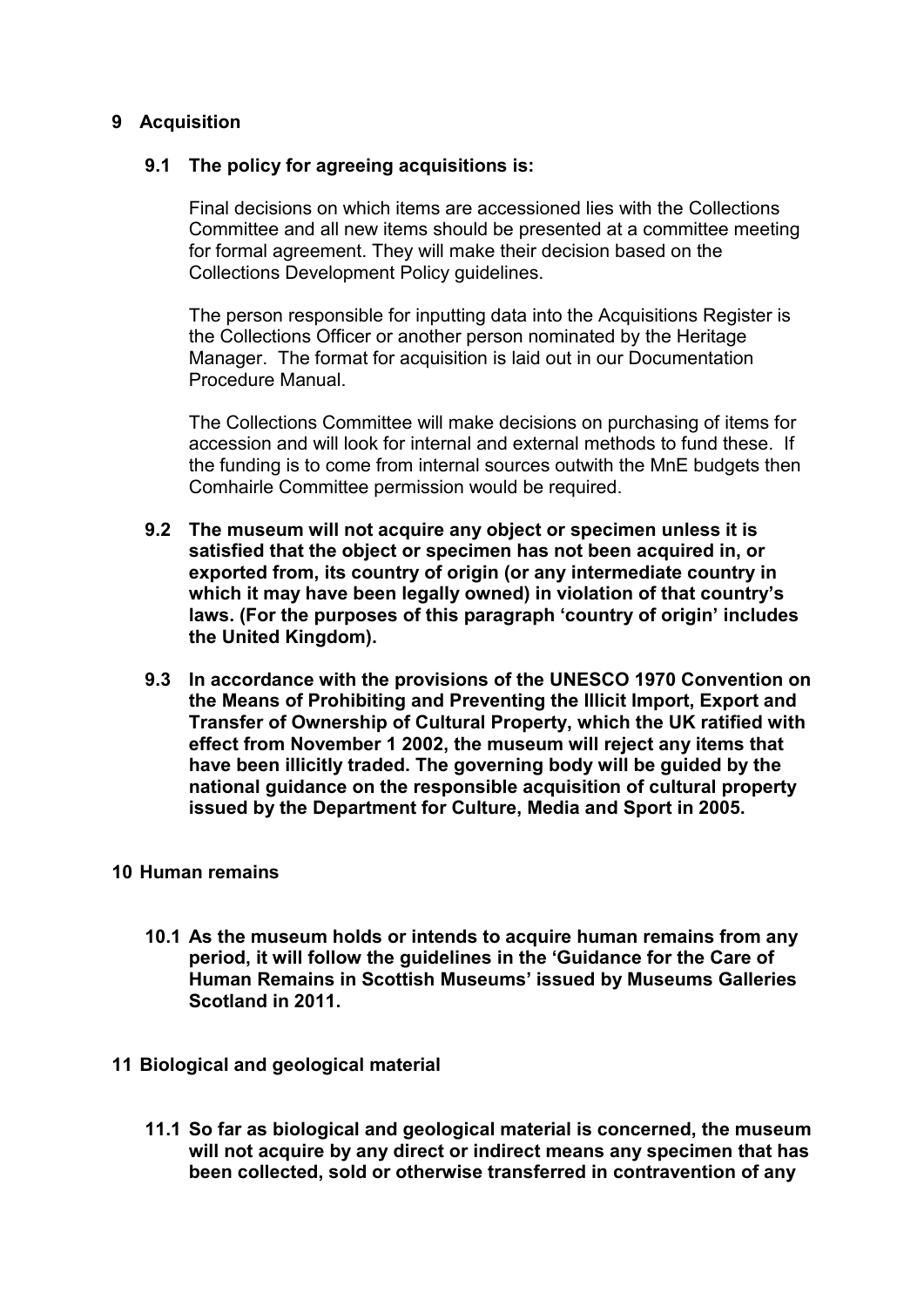## 9 Acquisition

### 9.1 The policy for agreeing acquisitions is:

Final decisions on which items are accessioned lies with the Collections Committee and all new items should be presented at a committee meeting for formal agreement. They will make their decision based on the Collections Development Policy guidelines.

The person responsible for inputting data into the Acquisitions Register is the Collections Officer or another person nominated by the Heritage Manager. The format for acquisition is laid out in our Documentation Procedure Manual.

The Collections Committee will make decisions on purchasing of items for accession and will look for internal and external methods to fund these. If the funding is to come from internal sources outwith the MnE budgets then Comhairle Committee permission would be required.

**9.2 The museum will not acquire any object or specimen unless it is satisfied that the object or specimen has not been acquired in, or exported from, its country of origin (or any intermediate country in which it may have been legally owned) in violation of that country's laws. (For the purposes of this paragraph 'country of origin' includes the United Kingdom).**

**9.3 In accordance with the provisions of the UNESCO 1970 Convention on the Means of Prohibiting and Preventing the Illicit Import, Export and Transfer of Ownership of Cultural Property, which the UK ratified with effect from November 1 2002, the museum will reject any items that have been illicitly traded. The governing body will be guided by the national guidance on the responsible acquisition of cultural property issued by the Department for Culture, Media and Sport in 2005.**

## 10 Human remains

**10.1 As the museum holds or intends to acquire human remains from any period, it will follow the guidelines in the 'Guidance for the Care of Human Remains in Scottish Museums' issued by Museums Galleries Scotland in 2011.**

## 11 Biological and geological material

**11.1 So far as biological and geological material is concerned, the museum will not acquire by any direct or indirect means any specimen that has been collected, sold or otherwise transferred in contravention of any**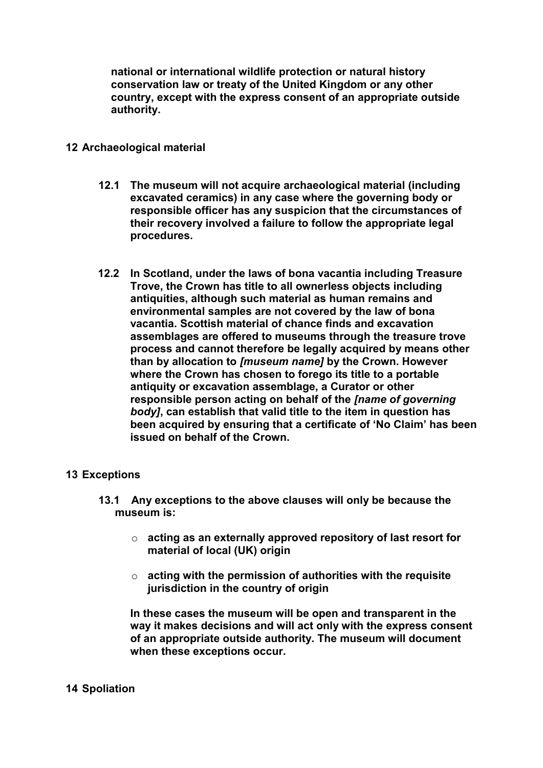**national or international wildlife protection or natural history conservation law or treaty of the United Kingdom or any other country, except with the express consent of an appropriate outside authority.**

## 12 Archaeological material

**12.1 The museum will not acquire archaeological material (including excavated ceramics) in any case where the governing body or responsible officer has any suspicion that the circumstances of their recovery involved a failure to follow the appropriate legal procedures.**

**12.2 In Scotland, under the laws of bona vacantia including Treasure Trove, the Crown has title to all ownerless objects including antiquities, although such material as human remains and environmental samples are not covered by the law of bona vacantia. Scottish material of chance finds and excavation assemblages are offered to museums through the treasure trove process and cannot therefore be legally acquired by means other than by allocation to *[museum name]* by the Crown. However where the Crown has chosen to forego its title to a portable antiquity or excavation assemblage, a Curator or other responsible person acting on behalf of the *[name of governing body]*, can establish that valid title to the item in question has been acquired by ensuring that a certificate of 'No Claim' has been issued on behalf of the Crown.**

## 13 Exceptions

**13.1 Any exceptions to the above clauses will only be because the museum is:**

- **acting as an externally approved repository of last resort for material of local (UK) origin**
- **acting with the permission of authorities with the requisite jurisdiction in the country of origin**

**In these cases the museum will be open and transparent in the way it makes decisions and will act only with the express consent of an appropriate outside authority. The museum will document when these exceptions occur.**

## 14 Spoliation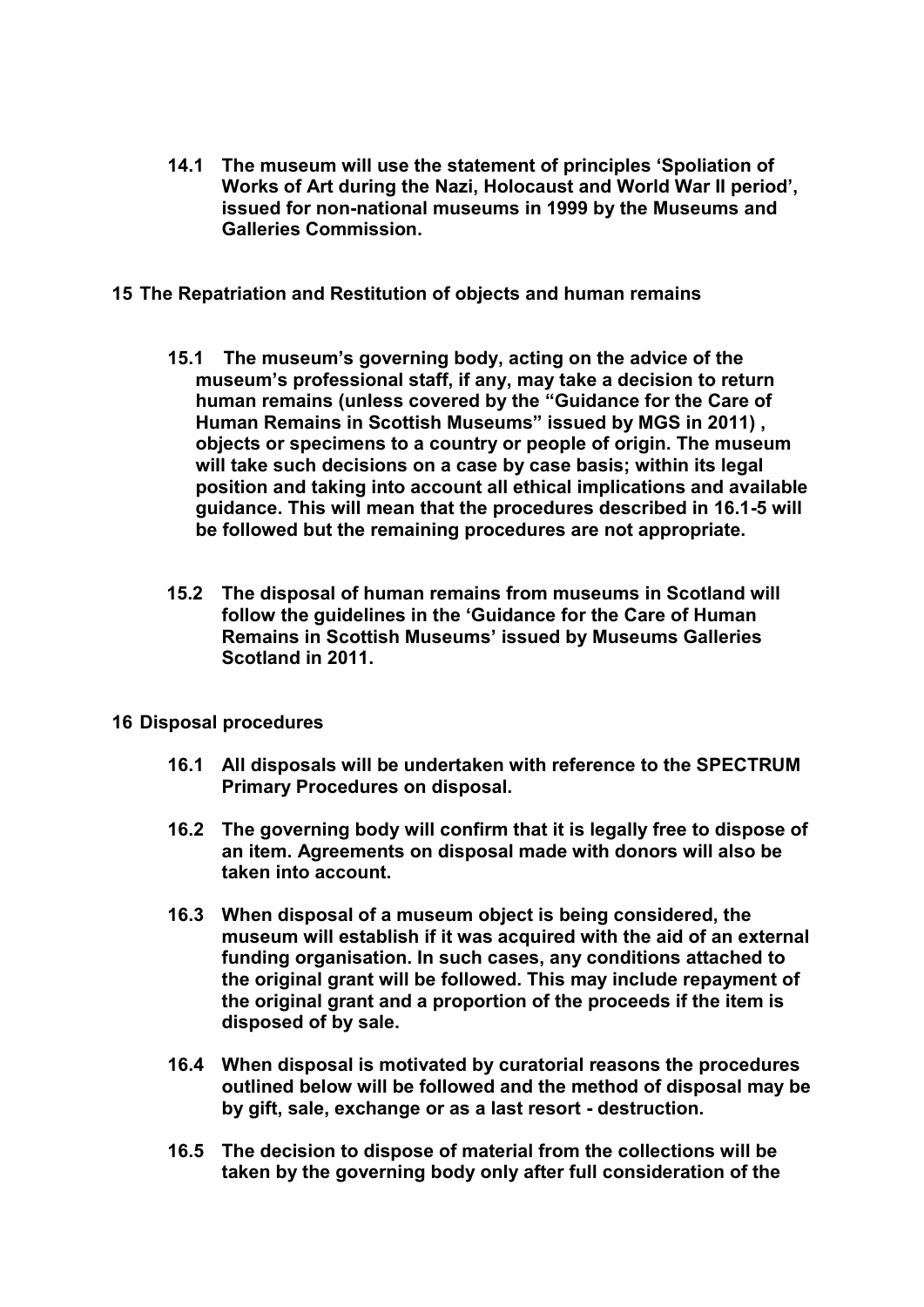**14.1 The museum will use the statement of principles 'Spoliation of Works of Art during the Nazi, Holocaust and World War II period', issued for non-national museums in 1999 by the Museums and Galleries Commission.**

## 15 The Repatriation and Restitution of objects and human remains

**15.1 The museum's governing body, acting on the advice of the museum's professional staff, if any, may take a decision to return human remains (unless covered by the "Guidance for the Care of Human Remains in Scottish Museums" issued by MGS in 2011) , objects or specimens to a country or people of origin. The museum will take such decisions on a case by case basis; within its legal position and taking into account all ethical implications and available guidance. This will mean that the procedures described in 16.1-5 will be followed but the remaining procedures are not appropriate.**

**15.2 The disposal of human remains from museums in Scotland will follow the guidelines in the 'Guidance for the Care of Human Remains in Scottish Museums' issued by Museums Galleries Scotland in 2011.**

## 16 Disposal procedures

**16.1 All disposals will be undertaken with reference to the SPECTRUM Primary Procedures on disposal.**

**16.2 The governing body will confirm that it is legally free to dispose of an item. Agreements on disposal made with donors will also be taken into account.**

**16.3 When disposal of a museum object is being considered, the museum will establish if it was acquired with the aid of an external funding organisation. In such cases, any conditions attached to the original grant will be followed. This may include repayment of the original grant and a proportion of the proceeds if the item is disposed of by sale.**

**16.4 When disposal is motivated by curatorial reasons the procedures outlined below will be followed and the method of disposal may be by gift, sale, exchange or as a last resort - destruction.**

**16.5 The decision to dispose of material from the collections will be taken by the governing body only after full consideration of the**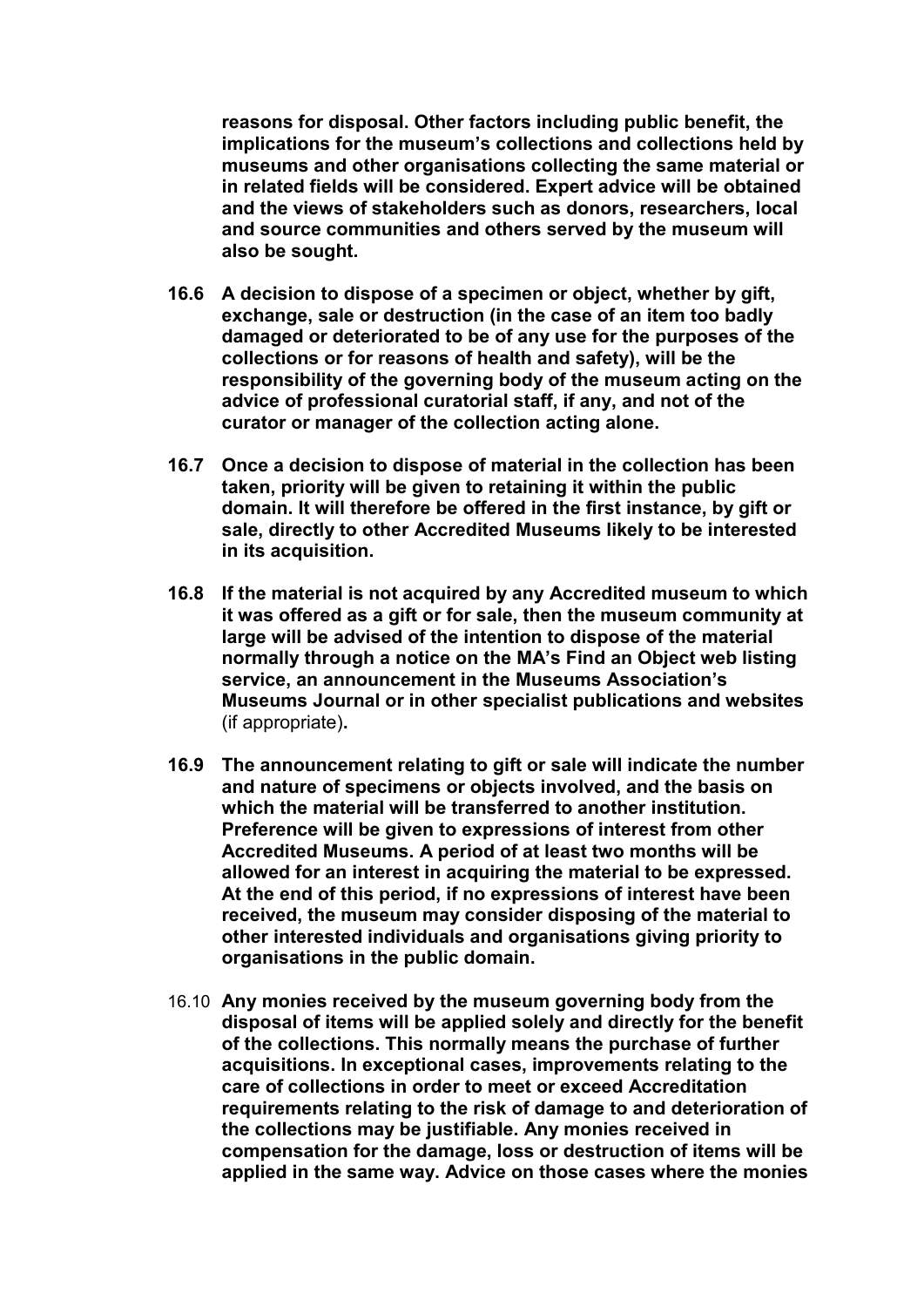**reasons for disposal. Other factors including public benefit, the implications for the museum's collections and collections held by museums and other organisations collecting the same material or in related fields will be considered. Expert advice will be obtained and the views of stakeholders such as donors, researchers, local and source communities and others served by the museum will also be sought.**

**16.6 A decision to dispose of a specimen or object, whether by gift, exchange, sale or destruction (in the case of an item too badly damaged or deteriorated to be of any use for the purposes of the collections or for reasons of health and safety), will be the responsibility of the governing body of the museum acting on the advice of professional curatorial staff, if any, and not of the curator or manager of the collection acting alone.**

**16.7 Once a decision to dispose of material in the collection has been taken, priority will be given to retaining it within the public domain. It will therefore be offered in the first instance, by gift or sale, directly to other Accredited Museums likely to be interested in its acquisition.**

**16.8 If the material is not acquired by any Accredited museum to which it was offered as a gift or for sale, then the museum community at large will be advised of the intention to dispose of the material normally through a notice on the MA's Find an Object web listing service, an announcement in the Museums Association's Museums Journal or in other specialist publications and websites** (if appropriate)**.**

**16.9 The announcement relating to gift or sale will indicate the number and nature of specimens or objects involved, and the basis on which the material will be transferred to another institution. Preference will be given to expressions of interest from other Accredited Museums. A period of at least two months will be allowed for an interest in acquiring the material to be expressed. At the end of this period, if no expressions of interest have been received, the museum may consider disposing of the material to other interested individuals and organisations giving priority to organisations in the public domain.**

16.10 **Any monies received by the museum governing body from the disposal of items will be applied solely and directly for the benefit of the collections. This normally means the purchase of further acquisitions. In exceptional cases, improvements relating to the care of collections in order to meet or exceed Accreditation requirements relating to the risk of damage to and deterioration of the collections may be justifiable. Any monies received in compensation for the damage, loss or destruction of items will be applied in the same way. Advice on those cases where the monies**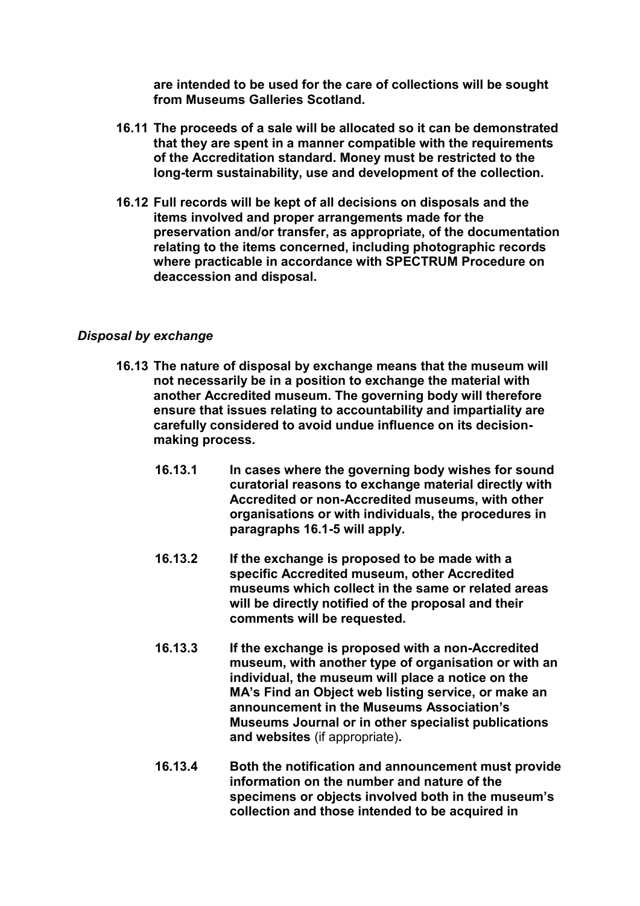**are intended to be used for the care of collections will be sought from Museums Galleries Scotland.**

**16.11 The proceeds of a sale will be allocated so it can be demonstrated that they are spent in a manner compatible with the requirements of the Accreditation standard. Money must be restricted to the long-term sustainability, use and development of the collection.**

**16.12 Full records will be kept of all decisions on disposals and the items involved and proper arrangements made for the preservation and/or transfer, as appropriate, of the documentation relating to the items concerned, including photographic records where practicable in accordance with SPECTRUM Procedure on deaccession and disposal.**

***Disposal by exchange***

**16.13 The nature of disposal by exchange means that the museum will not necessarily be in a position to exchange the material with another Accredited museum. The governing body will therefore ensure that issues relating to accountability and impartiality are carefully considered to avoid undue influence on its decision-making process.**

**16.13.1 In cases where the governing body wishes for sound curatorial reasons to exchange material directly with Accredited or non-Accredited museums, with other organisations or with individuals, the procedures in paragraphs 16.1-5 will apply.**

**16.13.2 If the exchange is proposed to be made with a specific Accredited museum, other Accredited museums which collect in the same or related areas will be directly notified of the proposal and their comments will be requested.**

**16.13.3 If the exchange is proposed with a non-Accredited museum, with another type of organisation or with an individual, the museum will place a notice on the MA's Find an Object web listing service, or make an announcement in the Museums Association's Museums Journal or in other specialist publications and websites** (if appropriate)**.**

**16.13.4 Both the notification and announcement must provide information on the number and nature of the specimens or objects involved both in the museum's collection and those intended to be acquired in**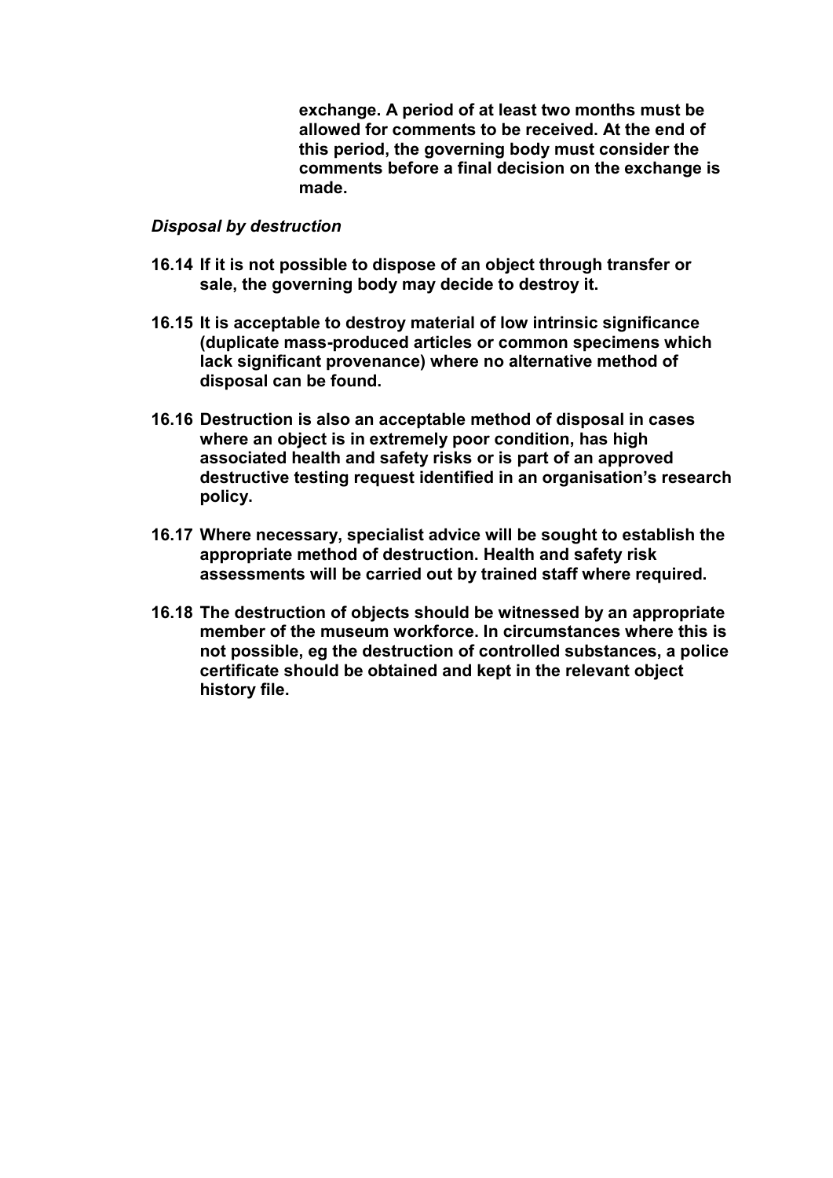**exchange. A period of at least two months must be allowed for comments to be received. At the end of this period, the governing body must consider the comments before a final decision on the exchange is made.**

***Disposal by destruction***

**16.14 If it is not possible to dispose of an object through transfer or sale, the governing body may decide to destroy it.**

**16.15 It is acceptable to destroy material of low intrinsic significance (duplicate mass-produced articles or common specimens which lack significant provenance) where no alternative method of disposal can be found.**

**16.16 Destruction is also an acceptable method of disposal in cases where an object is in extremely poor condition, has high associated health and safety risks or is part of an approved destructive testing request identified in an organisation's research policy.**

**16.17 Where necessary, specialist advice will be sought to establish the appropriate method of destruction. Health and safety risk assessments will be carried out by trained staff where required.**

**16.18 The destruction of objects should be witnessed by an appropriate member of the museum workforce. In circumstances where this is not possible, eg the destruction of controlled substances, a police certificate should be obtained and kept in the relevant object history file.**